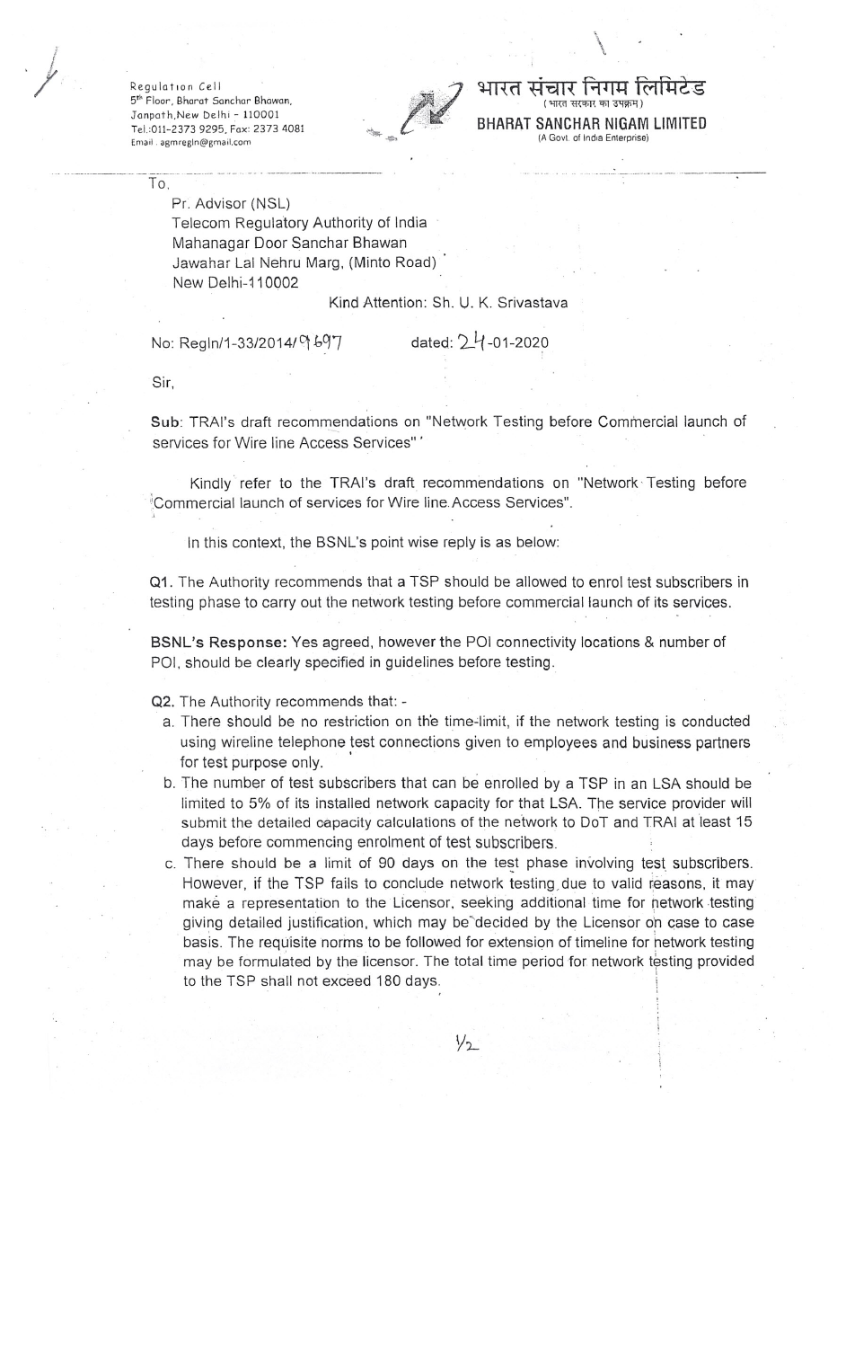Regulation Cell
5th Floor, Bharat Sanchar Bhawan,
Janpath, New Delhi - 110001
Tel.:011-2373 9295, Fax: 2373 4081
Email . agmregln@gmail.com

भारत संचार निगम लिमिटेड
(भारत सरकार का उपक्रम)
**BHARAT SANCHAR NIGAM LIMITED**
(A Govt. of India Enterprise)

---

To,

Pr. Advisor (NSL)
Telecom Regulatory Authority of India
Mahanagar Door Sanchar Bhawan
Jawahar Lal Nehru Marg, (Minto Road)
New Delhi-110002

Kind Attention: Sh. U. K. Srivastava

No: Regln/1-33/2014/9697 dated: 24-01-2020

Sir,

**Sub**: TRAI's draft recommendations on "Network Testing before Commercial launch of services for Wire line Access Services"

Kindly refer to the TRAI's draft recommendations on "Network Testing before Commercial launch of services for Wire line Access Services".

In this context, the BSNL's point wise reply is as below:

**Q1.** The Authority recommends that a TSP should be allowed to enrol test subscribers in testing phase to carry out the network testing before commercial launch of its services.

**BSNL's Response:** Yes agreed, however the POI connectivity locations & number of POI, should be clearly specified in guidelines before testing.

**Q2.** The Authority recommends that: -

a. There should be no restriction on the time-limit, if the network testing is conducted using wireline telephone test connections given to employees and business partners for test purpose only.
b. The number of test subscribers that can be enrolled by a TSP in an LSA should be limited to 5% of its installed network capacity for that LSA. The service provider will submit the detailed capacity calculations of the network to DoT and TRAI at least 15 days before commencing enrolment of test subscribers.
c. There should be a limit of 90 days on the test phase involving test subscribers. However, if the TSP fails to conclude network testing due to valid reasons, it may make a representation to the Licensor, seeking additional time for network testing giving detailed justification, which may be decided by the Licensor on case to case basis. The requisite norms to be followed for extension of timeline for network testing may be formulated by the licensor. The total time period for network testing provided to the TSP shall not exceed 180 days.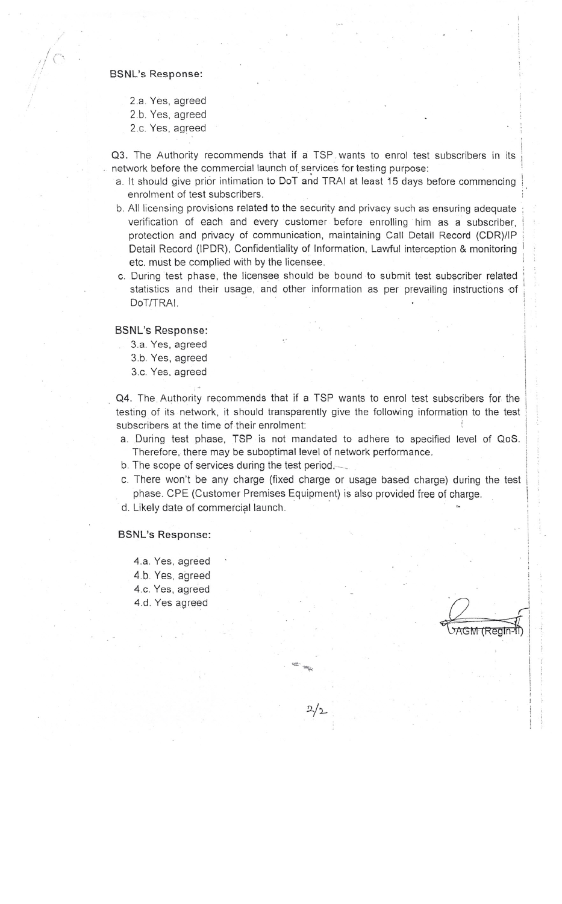**BSNL's Response:**

2.a. Yes, agreed
2.b. Yes, agreed
2.c. Yes, agreed

Q3. The Authority recommends that if a TSP wants to enrol test subscribers in its network before the commercial launch of services for testing purpose:

a. It should give prior intimation to DoT and TRAI at least 15 days before commencing enrolment of test subscribers.
b. All licensing provisions related to the security and privacy such as ensuring adequate verification of each and every customer before enrolling him as a subscriber, protection and privacy of communication, maintaining Call Detail Record (CDR)/IP Detail Record (IPDR), Confidentiality of Information, Lawful interception & monitoring etc. must be complied with by the licensee.
c. During test phase, the licensee should be bound to submit test subscriber related statistics and their usage, and other information as per prevailing instructions of DoT/TRAI.

**BSNL's Response:**

3.a. Yes, agreed
3.b. Yes, agreed
3.c. Yes, agreed

Q4. The Authority recommends that if a TSP wants to enrol test subscribers for the testing of its network, it should transparently give the following information to the test subscribers at the time of their enrolment:

a. During test phase, TSP is not mandated to adhere to specified level of QoS. Therefore, there may be suboptimal level of network performance.
b. The scope of services during the test period.
c. There won't be any charge (fixed charge or usage based charge) during the test phase. CPE (Customer Premises Equipment) is also provided free of charge.
d. Likely date of commercial launch.

**BSNL's Response:**

4.a. Yes, agreed
4.b. Yes, agreed
4.c. Yes, agreed
4.d. Yes agreed

AGM (Regln-II)